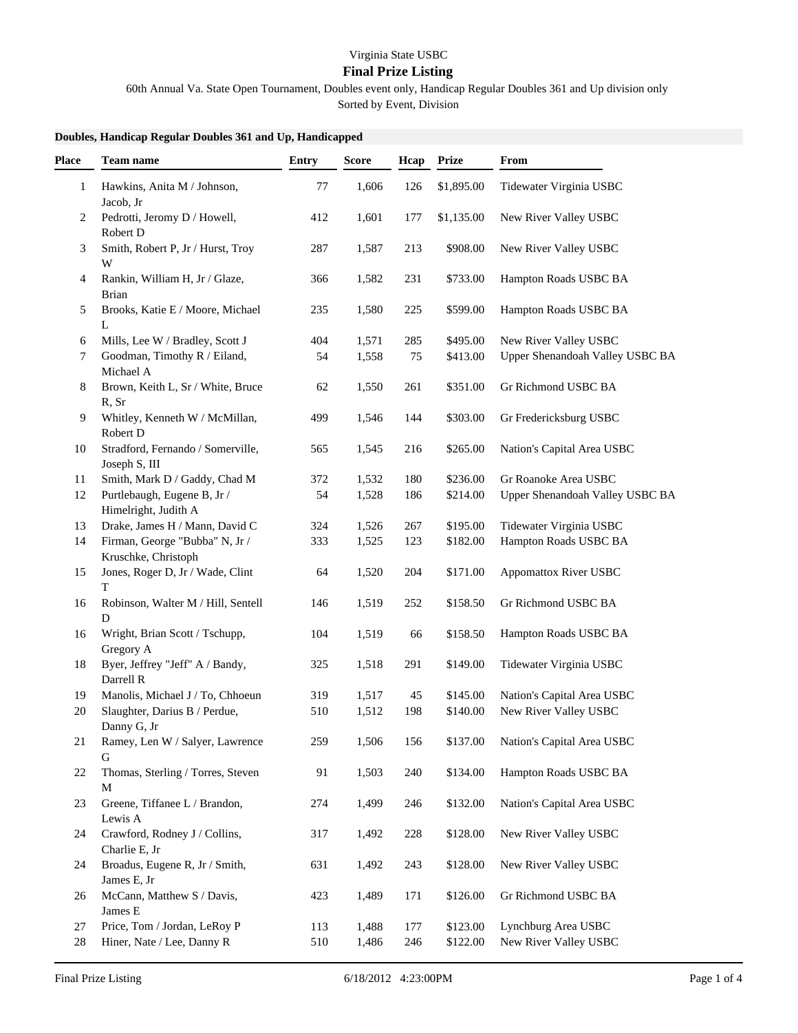Virginia State USBC

# Final Prize Listing

60th Annual Va. State Open Tournament, Doubles event only, Handicap Regular Doubles 361 and Up division only

Sorted by Event, Division

**Doubles, Handicap Regular Doubles 361 and Up, Handicapped**

| Place | Team name | Entry | Score | Hcap | Prize | From |
|---|---|---|---|---|---|---|
| 1 | Hawkins, Anita M / Johnson, Jacob, Jr | 77 | 1,606 | 126 | $1,895.00 | Tidewater Virginia USBC |
| 2 | Pedrotti, Jeromy D / Howell, Robert D | 412 | 1,601 | 177 | $1,135.00 | New River Valley USBC |
| 3 | Smith, Robert P, Jr / Hurst, Troy W | 287 | 1,587 | 213 | $908.00 | New River Valley USBC |
| 4 | Rankin, William H, Jr / Glaze, Brian | 366 | 1,582 | 231 | $733.00 | Hampton Roads USBC BA |
| 5 | Brooks, Katie E / Moore, Michael L | 235 | 1,580 | 225 | $599.00 | Hampton Roads USBC BA |
| 6 | Mills, Lee W / Bradley, Scott J | 404 | 1,571 | 285 | $495.00 | New River Valley USBC |
| 7 | Goodman, Timothy R / Eiland, Michael A | 54 | 1,558 | 75 | $413.00 | Upper Shenandoah Valley USBC BA |
| 8 | Brown, Keith L, Sr / White, Bruce R, Sr | 62 | 1,550 | 261 | $351.00 | Gr Richmond USBC BA |
| 9 | Whitley, Kenneth W / McMillan, Robert D | 499 | 1,546 | 144 | $303.00 | Gr Fredericksburg USBC |
| 10 | Stradford, Fernando / Somerville, Joseph S, III | 565 | 1,545 | 216 | $265.00 | Nation's Capital Area USBC |
| 11 | Smith, Mark D / Gaddy, Chad M | 372 | 1,532 | 180 | $236.00 | Gr Roanoke Area USBC |
| 12 | Purtlebaugh, Eugene B, Jr / Himelright, Judith A | 54 | 1,528 | 186 | $214.00 | Upper Shenandoah Valley USBC BA |
| 13 | Drake, James H / Mann, David C | 324 | 1,526 | 267 | $195.00 | Tidewater Virginia USBC |
| 14 | Firman, George "Bubba" N, Jr / Kruschke, Christoph | 333 | 1,525 | 123 | $182.00 | Hampton Roads USBC BA |
| 15 | Jones, Roger D, Jr / Wade, Clint T | 64 | 1,520 | 204 | $171.00 | Appomattox River USBC |
| 16 | Robinson, Walter M / Hill, Sentell D | 146 | 1,519 | 252 | $158.50 | Gr Richmond USBC BA |
| 16 | Wright, Brian Scott / Tschupp, Gregory A | 104 | 1,519 | 66 | $158.50 | Hampton Roads USBC BA |
| 18 | Byer, Jeffrey "Jeff" A / Bandy, Darrell R | 325 | 1,518 | 291 | $149.00 | Tidewater Virginia USBC |
| 19 | Manolis, Michael J / To, Chhoeun | 319 | 1,517 | 45 | $145.00 | Nation's Capital Area USBC |
| 20 | Slaughter, Darius B / Perdue, Danny G, Jr | 510 | 1,512 | 198 | $140.00 | New River Valley USBC |
| 21 | Ramey, Len W / Salyer, Lawrence G | 259 | 1,506 | 156 | $137.00 | Nation's Capital Area USBC |
| 22 | Thomas, Sterling / Torres, Steven M | 91 | 1,503 | 240 | $134.00 | Hampton Roads USBC BA |
| 23 | Greene, Tiffanee L / Brandon, Lewis A | 274 | 1,499 | 246 | $132.00 | Nation's Capital Area USBC |
| 24 | Crawford, Rodney J / Collins, Charlie E, Jr | 317 | 1,492 | 228 | $128.00 | New River Valley USBC |
| 24 | Broadus, Eugene R, Jr / Smith, James E, Jr | 631 | 1,492 | 243 | $128.00 | New River Valley USBC |
| 26 | McCann, Matthew S / Davis, James E | 423 | 1,489 | 171 | $126.00 | Gr Richmond USBC BA |
| 27 | Price, Tom / Jordan, LeRoy P | 113 | 1,488 | 177 | $123.00 | Lynchburg Area USBC |
| 28 | Hiner, Nate / Lee, Danny R | 510 | 1,486 | 246 | $122.00 | New River Valley USBC |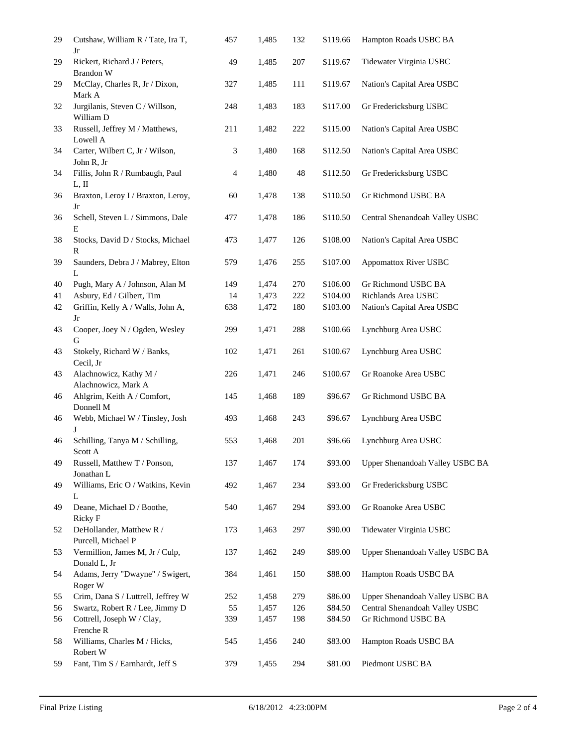| | | | | | | |
|---|---|---|---|---|---|---|
| 29 | Cutshaw, William R / Tate, Ira T, Jr | 457 | 1,485 | 132 | $119.66 | Hampton Roads USBC BA |
| 29 | Rickert, Richard J / Peters, Brandon W | 49 | 1,485 | 207 | $119.67 | Tidewater Virginia USBC |
| 29 | McClay, Charles R, Jr / Dixon, Mark A | 327 | 1,485 | 111 | $119.67 | Nation's Capital Area USBC |
| 32 | Jurgilanis, Steven C / Willson, William D | 248 | 1,483 | 183 | $117.00 | Gr Fredericksburg USBC |
| 33 | Russell, Jeffrey M / Matthews, Lowell A | 211 | 1,482 | 222 | $115.00 | Nation's Capital Area USBC |
| 34 | Carter, Wilbert C, Jr / Wilson, John R, Jr | 3 | 1,480 | 168 | $112.50 | Nation's Capital Area USBC |
| 34 | Fillis, John R / Rumbaugh, Paul L, II | 4 | 1,480 | 48 | $112.50 | Gr Fredericksburg USBC |
| 36 | Braxton, Leroy I / Braxton, Leroy, Jr | 60 | 1,478 | 138 | $110.50 | Gr Richmond USBC BA |
| 36 | Schell, Steven L / Simmons, Dale E | 477 | 1,478 | 186 | $110.50 | Central Shenandoah Valley USBC |
| 38 | Stocks, David D / Stocks, Michael R | 473 | 1,477 | 126 | $108.00 | Nation's Capital Area USBC |
| 39 | Saunders, Debra J / Mabrey, Elton L | 579 | 1,476 | 255 | $107.00 | Appomattox River USBC |
| 40 | Pugh, Mary A / Johnson, Alan M | 149 | 1,474 | 270 | $106.00 | Gr Richmond USBC BA |
| 41 | Asbury, Ed / Gilbert, Tim | 14 | 1,473 | 222 | $104.00 | Richlands Area USBC |
| 42 | Griffin, Kelly A / Walls, John A, Jr | 638 | 1,472 | 180 | $103.00 | Nation's Capital Area USBC |
| 43 | Cooper, Joey N / Ogden, Wesley G | 299 | 1,471 | 288 | $100.66 | Lynchburg Area USBC |
| 43 | Stokely, Richard W / Banks, Cecil, Jr | 102 | 1,471 | 261 | $100.67 | Lynchburg Area USBC |
| 43 | Alachnowicz, Kathy M / Alachnowicz, Mark A | 226 | 1,471 | 246 | $100.67 | Gr Roanoke Area USBC |
| 46 | Ahlgrim, Keith A / Comfort, Donnell M | 145 | 1,468 | 189 | $96.67 | Gr Richmond USBC BA |
| 46 | Webb, Michael W / Tinsley, Josh J | 493 | 1,468 | 243 | $96.67 | Lynchburg Area USBC |
| 46 | Schilling, Tanya M / Schilling, Scott A | 553 | 1,468 | 201 | $96.66 | Lynchburg Area USBC |
| 49 | Russell, Matthew T / Ponson, Jonathan L | 137 | 1,467 | 174 | $93.00 | Upper Shenandoah Valley USBC BA |
| 49 | Williams, Eric O / Watkins, Kevin L | 492 | 1,467 | 234 | $93.00 | Gr Fredericksburg USBC |
| 49 | Deane, Michael D / Boothe, Ricky F | 540 | 1,467 | 294 | $93.00 | Gr Roanoke Area USBC |
| 52 | DeHollander, Matthew R / Purcell, Michael P | 173 | 1,463 | 297 | $90.00 | Tidewater Virginia USBC |
| 53 | Vermillion, James M, Jr / Culp, Donald L, Jr | 137 | 1,462 | 249 | $89.00 | Upper Shenandoah Valley USBC BA |
| 54 | Adams, Jerry "Dwayne" / Swigert, Roger W | 384 | 1,461 | 150 | $88.00 | Hampton Roads USBC BA |
| 55 | Crim, Dana S / Luttrell, Jeffrey W | 252 | 1,458 | 279 | $86.00 | Upper Shenandoah Valley USBC BA |
| 56 | Swartz, Robert R / Lee, Jimmy D | 55 | 1,457 | 126 | $84.50 | Central Shenandoah Valley USBC |
| 56 | Cottrell, Joseph W / Clay, Frenche R | 339 | 1,457 | 198 | $84.50 | Gr Richmond USBC BA |
| 58 | Williams, Charles M / Hicks, Robert W | 545 | 1,456 | 240 | $83.00 | Hampton Roads USBC BA |
| 59 | Fant, Tim S / Earnhardt, Jeff S | 379 | 1,455 | 294 | $81.00 | Piedmont USBC BA |

Final Prize Listing 6/18/2012 4:23:00PM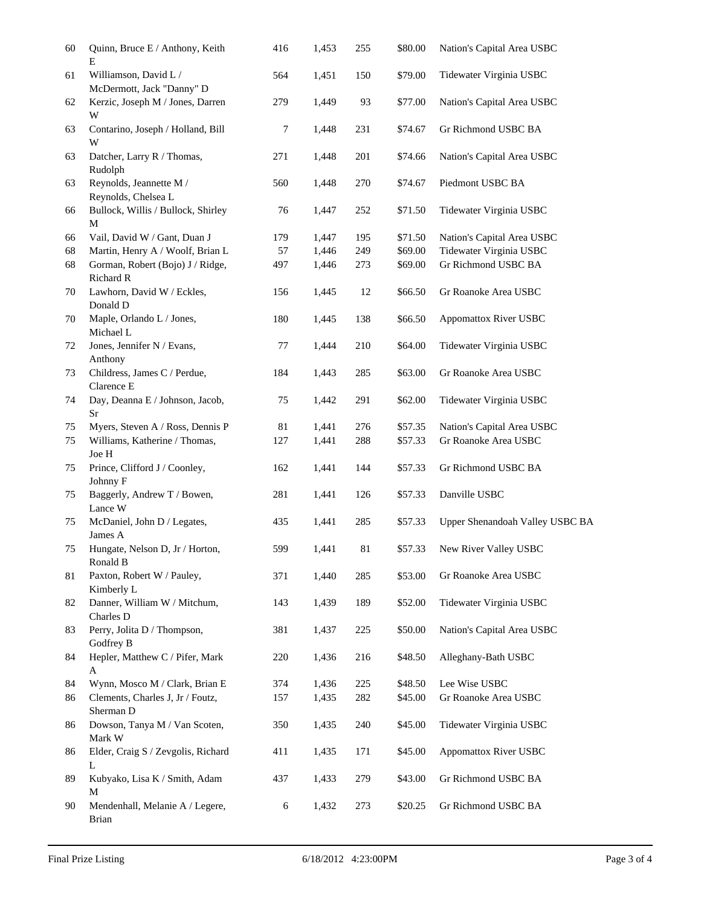| | | | | | | |
|---|---|---|---|---|---|---|
| 60 | Quinn, Bruce E / Anthony, Keith E | 416 | 1,453 | 255 | $80.00 | Nation's Capital Area USBC |
| 61 | Williamson, David L / McDermott, Jack "Danny" D | 564 | 1,451 | 150 | $79.00 | Tidewater Virginia USBC |
| 62 | Kerzic, Joseph M / Jones, Darren W | 279 | 1,449 | 93 | $77.00 | Nation's Capital Area USBC |
| 63 | Contarino, Joseph / Holland, Bill W | 7 | 1,448 | 231 | $74.67 | Gr Richmond USBC BA |
| 63 | Datcher, Larry R / Thomas, Rudolph | 271 | 1,448 | 201 | $74.66 | Nation's Capital Area USBC |
| 63 | Reynolds, Jeannette M / Reynolds, Chelsea L | 560 | 1,448 | 270 | $74.67 | Piedmont USBC BA |
| 66 | Bullock, Willis / Bullock, Shirley M | 76 | 1,447 | 252 | $71.50 | Tidewater Virginia USBC |
| 66 | Vail, David W / Gant, Duan J | 179 | 1,447 | 195 | $71.50 | Nation's Capital Area USBC |
| 68 | Martin, Henry A / Woolf, Brian L | 57 | 1,446 | 249 | $69.00 | Tidewater Virginia USBC |
| 68 | Gorman, Robert (Bojo) J / Ridge, Richard R | 497 | 1,446 | 273 | $69.00 | Gr Richmond USBC BA |
| 70 | Lawhorn, David W / Eckles, Donald D | 156 | 1,445 | 12 | $66.50 | Gr Roanoke Area USBC |
| 70 | Maple, Orlando L / Jones, Michael L | 180 | 1,445 | 138 | $66.50 | Appomattox River USBC |
| 72 | Jones, Jennifer N / Evans, Anthony | 77 | 1,444 | 210 | $64.00 | Tidewater Virginia USBC |
| 73 | Childress, James C / Perdue, Clarence E | 184 | 1,443 | 285 | $63.00 | Gr Roanoke Area USBC |
| 74 | Day, Deanna E / Johnson, Jacob, Sr | 75 | 1,442 | 291 | $62.00 | Tidewater Virginia USBC |
| 75 | Myers, Steven A / Ross, Dennis P | 81 | 1,441 | 276 | $57.35 | Nation's Capital Area USBC |
| 75 | Williams, Katherine / Thomas, Joe H | 127 | 1,441 | 288 | $57.33 | Gr Roanoke Area USBC |
| 75 | Prince, Clifford J / Coonley, Johnny F | 162 | 1,441 | 144 | $57.33 | Gr Richmond USBC BA |
| 75 | Baggerly, Andrew T / Bowen, Lance W | 281 | 1,441 | 126 | $57.33 | Danville USBC |
| 75 | McDaniel, John D / Legates, James A | 435 | 1,441 | 285 | $57.33 | Upper Shenandoah Valley USBC BA |
| 75 | Hungate, Nelson D, Jr / Horton, Ronald B | 599 | 1,441 | 81 | $57.33 | New River Valley USBC |
| 81 | Paxton, Robert W / Pauley, Kimberly L | 371 | 1,440 | 285 | $53.00 | Gr Roanoke Area USBC |
| 82 | Danner, William W / Mitchum, Charles D | 143 | 1,439 | 189 | $52.00 | Tidewater Virginia USBC |
| 83 | Perry, Jolita D / Thompson, Godfrey B | 381 | 1,437 | 225 | $50.00 | Nation's Capital Area USBC |
| 84 | Hepler, Matthew C / Pifer, Mark A | 220 | 1,436 | 216 | $48.50 | Alleghany-Bath USBC |
| 84 | Wynn, Mosco M / Clark, Brian E | 374 | 1,436 | 225 | $48.50 | Lee Wise USBC |
| 86 | Clements, Charles J, Jr / Foutz, Sherman D | 157 | 1,435 | 282 | $45.00 | Gr Roanoke Area USBC |
| 86 | Dowson, Tanya M / Van Scoten, Mark W | 350 | 1,435 | 240 | $45.00 | Tidewater Virginia USBC |
| 86 | Elder, Craig S / Zevgolis, Richard L | 411 | 1,435 | 171 | $45.00 | Appomattox River USBC |
| 89 | Kubyako, Lisa K / Smith, Adam M | 437 | 1,433 | 279 | $43.00 | Gr Richmond USBC BA |
| 90 | Mendenhall, Melanie A / Legere, Brian | 6 | 1,432 | 273 | $20.25 | Gr Richmond USBC BA |

Final Prize Listing 6/18/2012 4:23:00PM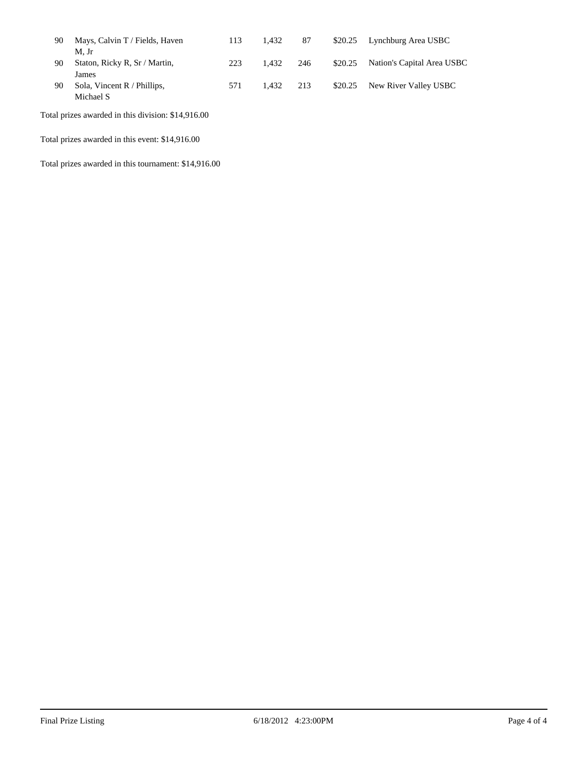| | | | | | | |
|---|---|---|---|---|---|---|
| 90 | Mays, Calvin T / Fields, Haven M, Jr | 113 | 1,432 | 87 | $20.25 | Lynchburg Area USBC |
| 90 | Staton, Ricky R, Sr / Martin, James | 223 | 1,432 | 246 | $20.25 | Nation's Capital Area USBC |
| 90 | Sola, Vincent R / Phillips, Michael S | 571 | 1,432 | 213 | $20.25 | New River Valley USBC |

Total prizes awarded in this division: $14,916.00

Total prizes awarded in this event: $14,916.00

Total prizes awarded in this tournament: $14,916.00